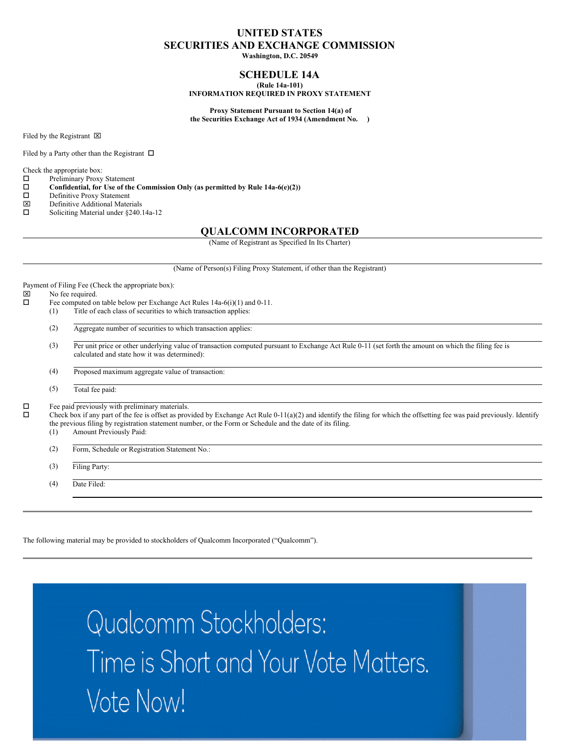# UNITED STATES
# SECURITIES AND EXCHANGE COMMISSION
**Washington, D.C. 20549**

## SCHEDULE 14A
**(Rule 14a-101)**
**INFORMATION REQUIRED IN PROXY STATEMENT**

**Proxy Statement Pursuant to Section 14(a) of the Securities Exchange Act of 1934 (Amendment No. )**

Filed by the Registrant ☒

Filed by a Party other than the Registrant ☐

Check the appropriate box:

☐ Preliminary Proxy Statement
☐ **Confidential, for Use of the Commission Only (as permitted by Rule 14a-6(e)(2))**
☐ Definitive Proxy Statement
☒ Definitive Additional Materials
☐ Soliciting Material under §240.14a-12

## QUALCOMM INCORPORATED
(Name of Registrant as Specified In Its Charter)

(Name of Person(s) Filing Proxy Statement, if other than the Registrant)

Payment of Filing Fee (Check the appropriate box):

☒ No fee required.
☐ Fee computed on table below per Exchange Act Rules 14a-6(i)(1) and 0-11.

(1) Title of each class of securities to which transaction applies:

(2) Aggregate number of securities to which transaction applies:

(3) Per unit price or other underlying value of transaction computed pursuant to Exchange Act Rule 0-11 (set forth the amount on which the filing fee is calculated and state how it was determined):

(4) Proposed maximum aggregate value of transaction:

(5) Total fee paid:

☐ Fee paid previously with preliminary materials.
☐ Check box if any part of the fee is offset as provided by Exchange Act Rule 0-11(a)(2) and identify the filing for which the offsetting fee was paid previously. Identify the previous filing by registration statement number, or the Form or Schedule and the date of its filing.

(1) Amount Previously Paid:

(2) Form, Schedule or Registration Statement No.:

(3) Filing Party:

(4) Date Filed:

---

The following material may be provided to stockholders of Qualcomm Incorporated ("Qualcomm").

---

Qualcomm Stockholders:

Time is Short and Your Vote Matters.

Vote Now!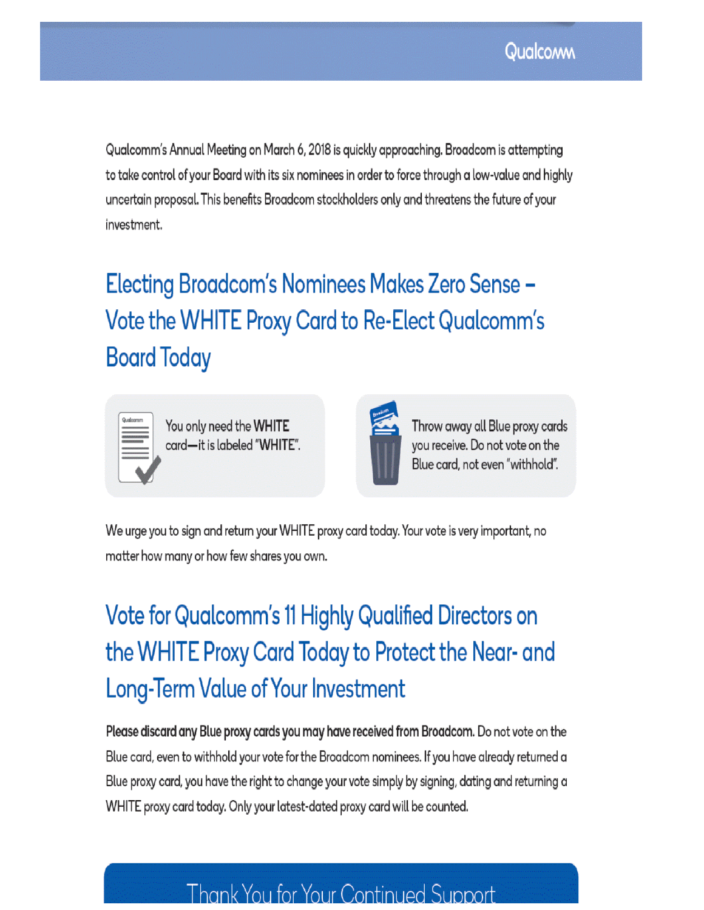Qualcomm

Qualcomm's Annual Meeting on March 6, 2018 is quickly approaching. Broadcom is attempting to take control of your Board with its six nominees in order to force through a low-value and highly uncertain proposal. This benefits Broadcom stockholders only and threatens the future of your investment.

## Electing Broadcom's Nominees Makes Zero Sense – Vote the WHITE Proxy Card to Re-Elect Qualcomm's Board Today

You only need the **WHITE** card—it is labeled "**WHITE**".

Throw away all Blue proxy cards you receive. Do not vote on the Blue card, not even "withhold".

We urge you to sign and return your WHITE proxy card today. Your vote is very important, no matter how many or how few shares you own.

## Vote for Qualcomm's 11 Highly Qualified Directors on the WHITE Proxy Card Today to Protect the Near- and Long-Term Value of Your Investment

**Please discard any Blue proxy cards you may have received from Broadcom.** Do not vote on the Blue card, even to withhold your vote for the Broadcom nominees. If you have already returned a Blue proxy card, you have the right to change your vote simply by signing, dating and returning a WHITE proxy card today. Only your latest-dated proxy card will be counted.

Thank You for Your Continued Support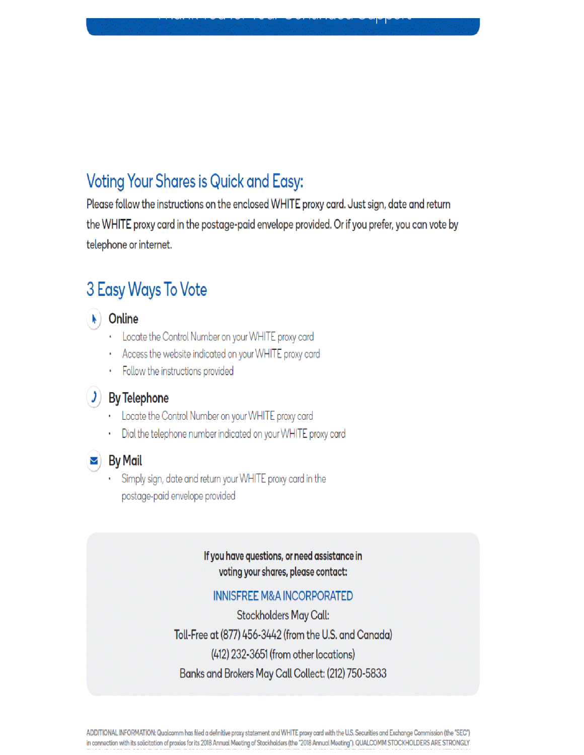Thank You for Your Continued Support

## Voting Your Shares is Quick and Easy:

Please follow the instructions on the enclosed WHITE proxy card. Just sign, date and return the WHITE proxy card in the postage-paid envelope provided. Or if you prefer, you can vote by telephone or internet.

## 3 Easy Ways To Vote

### Online

- Locate the Control Number on your WHITE proxy card
- Access the website indicated on your WHITE proxy card
- Follow the instructions provided

### By Telephone

- Locate the Control Number on your WHITE proxy card
- Dial the telephone number indicated on your WHITE proxy card

### By Mail

- Simply sign, date and return your WHITE proxy card in the postage-paid envelope provided

**If you have questions, or need assistance in voting your shares, please contact:**

INNISFREE M&A INCORPORATED

Stockholders May Call:

Toll-Free at (877) 456-3442 (from the U.S. and Canada)

(412) 232-3651 (from other locations)

Banks and Brokers May Call Collect: (212) 750-5833

ADDITIONAL INFORMATION: Qualcomm has filed a definitive proxy statement and WHITE proxy card with the U.S. Securities and Exchange Commission (the "SEC") in connection with its solicitation of proxies for its 2018 Annual Meeting of Stockholders (the "2018 Annual Meeting"). QUALCOMM STOCKHOLDERS ARE STRONGLY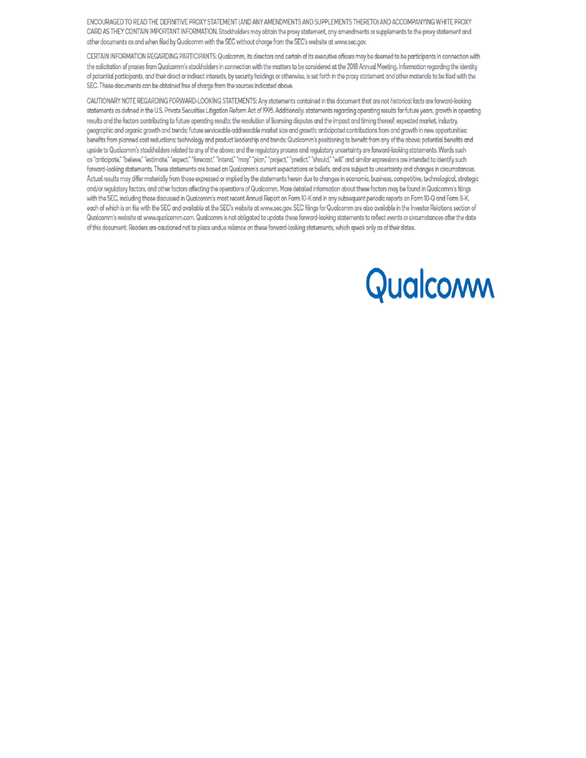ENCOURAGED TO READ THE DEFINITIVE PROXY STATEMENT (AND ANY AMENDMENTS AND SUPPLEMENTS THERETO) AND ACCOMPANYING WHITE PROXY CARD AS THEY CONTAIN IMPORTANT INFORMATION. Stockholders may obtain the proxy statement, any amendments or supplements to the proxy statement and other documents as and when filed by Qualcomm with the SEC without charge from the SEC's website at www.sec.gov.

CERTAIN INFORMATION REGARDING PARTICIPANTS: Qualcomm, its directors and certain of its executive officers may be deemed to be participants in connection with the solicitation of proxies from Qualcomm's stockholders in connection with the matters to be considered at the 2018 Annual Meeting. Information regarding the identity of potential participants, and their direct or indirect interests, by security holdings or otherwise, is set forth in the proxy statement and other materials to be filed with the SEC. These documents can be obtained free of charge from the sources indicated above.

CAUTIONARY NOTE REGARDING FORWARD-LOOKING STATEMENTS: Any statements contained in this document that are not historical facts are forward-looking statements as defined in the U.S. Private Securities Litigation Reform Act of 1995. Additionally, statements regarding operating results for future years, growth in operating results and the factors contributing to future operating results; the resolution of licensing disputes and the impact and timing thereof; expected market, industry, geographic and organic growth and trends; future serviceable addressable market size and growth; anticipated contributions from and growth in new opportunities; benefits from planned cost reductions; technology and product leadership and trends; Qualcomm's positioning to benefit from any of the above; potential benefits and upside to Qualcomm's stockholders related to any of the above; and the regulatory process and regulatory uncertainty are forward-looking statements. Words such as "anticipate," "believe," "estimate," "expect," "forecast," "intend," "may," "plan," "project," "predict," "should," "will" and similar expressions are intended to identify such forward-looking statements. These statements are based on Qualcomm's current expectations or beliefs, and are subject to uncertainty and changes in circumstances. Actual results may differ materially from those expressed or implied by the statements herein due to changes in economic, business, competitive, technological, strategic and/or regulatory factors, and other factors affecting the operations of Qualcomm. More detailed information about these factors may be found in Qualcomm's filings with the SEC, including those discussed in Qualcomm's most recent Annual Report on Form 10-K and in any subsequent periodic reports on Form 10-Q and Form 8-K, each of which is on file with the SEC and available at the SEC's website at www.sec.gov. SEC filings for Qualcomm are also available in the Investor Relations section of Qualcomm's website at www.qualcomm.com. Qualcomm is not obligated to update these forward-looking statements to reflect events or circumstances after the date of this document. Readers are cautioned not to place undue reliance on these forward-looking statements, which speak only as of their dates.

Qualcomm